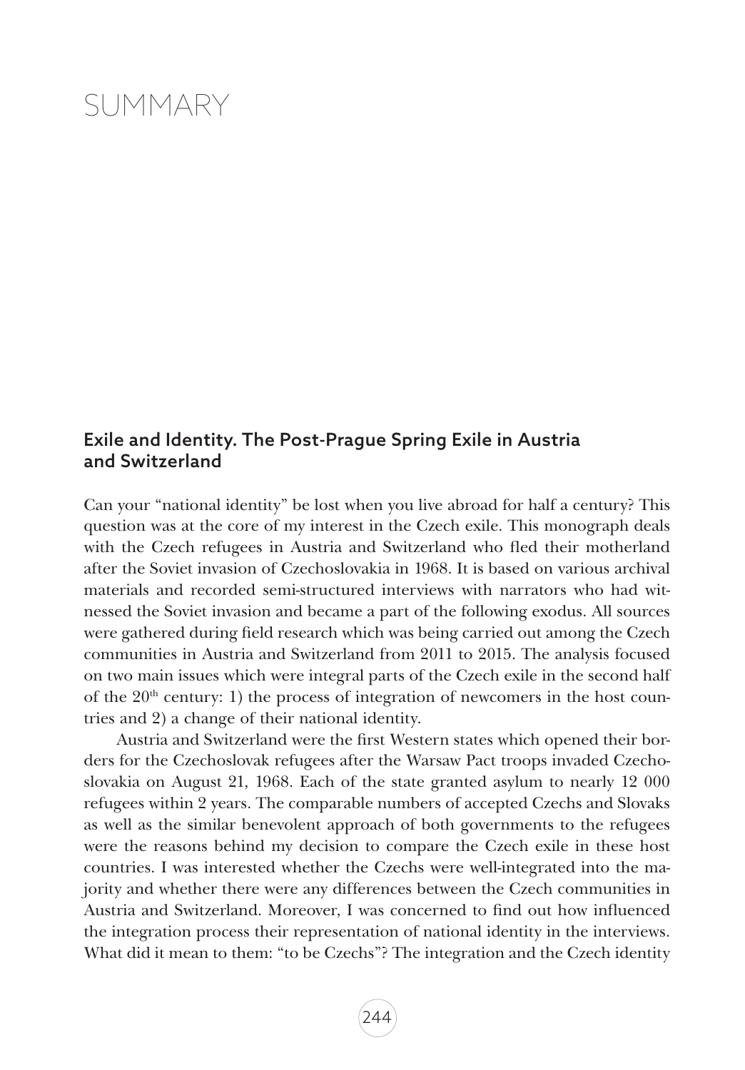# SUMMARY

## Exile and Identity. The Post-Prague Spring Exile in Austria and Switzerland

Can your "national identity" be lost when you live abroad for half a century? This question was at the core of my interest in the Czech exile. This monograph deals with the Czech refugees in Austria and Switzerland who fled their motherland after the Soviet invasion of Czechoslovakia in 1968. It is based on various archival materials and recorded semi-structured interviews with narrators who had witnessed the Soviet invasion and became a part of the following exodus. All sources were gathered during field research which was being carried out among the Czech communities in Austria and Switzerland from 2011 to 2015. The analysis focused on two main issues which were integral parts of the Czech exile in the second half of the 20th century: 1) the process of integration of newcomers in the host countries and 2) a change of their national identity.

Austria and Switzerland were the first Western states which opened their borders for the Czechoslovak refugees after the Warsaw Pact troops invaded Czechoslovakia on August 21, 1968. Each of the state granted asylum to nearly 12 000 refugees within 2 years. The comparable numbers of accepted Czechs and Slovaks as well as the similar benevolent approach of both governments to the refugees were the reasons behind my decision to compare the Czech exile in these host countries. I was interested whether the Czechs were well-integrated into the majority and whether there were any differences between the Czech communities in Austria and Switzerland. Moreover, I was concerned to find out how influenced the integration process their representation of national identity in the interviews. What did it mean to them: "to be Czechs"? The integration and the Czech identity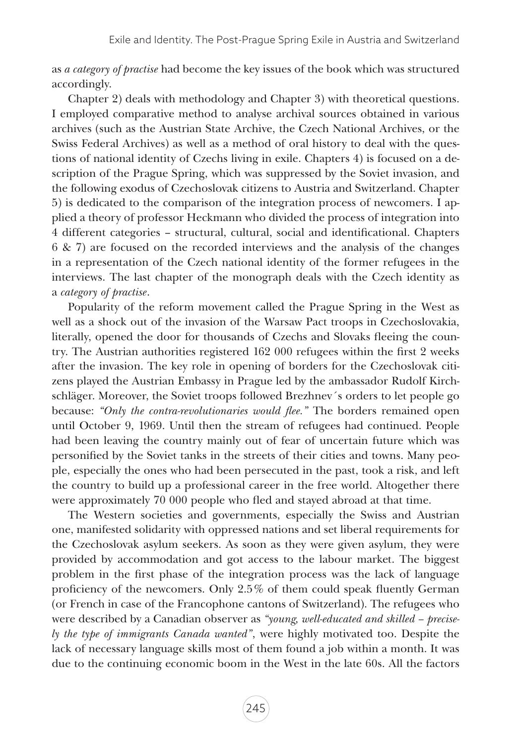as *a category of practise* had become the key issues of the book which was structured accordingly.

Chapter 2) deals with methodology and Chapter 3) with theoretical questions. I employed comparative method to analyse archival sources obtained in various archives (such as the Austrian State Archive, the Czech National Archives, or the Swiss Federal Archives) as well as a method of oral history to deal with the questions of national identity of Czechs living in exile. Chapters 4) is focused on a description of the Prague Spring, which was suppressed by the Soviet invasion, and the following exodus of Czechoslovak citizens to Austria and Switzerland. Chapter 5) is dedicated to the comparison of the integration process of newcomers. I applied a theory of professor Heckmann who divided the process of integration into 4 different categories – structural, cultural, social and identificational. Chapters 6 & 7) are focused on the recorded interviews and the analysis of the changes in a representation of the Czech national identity of the former refugees in the interviews. The last chapter of the monograph deals with the Czech identity as a *category of practise*.

Popularity of the reform movement called the Prague Spring in the West as well as a shock out of the invasion of the Warsaw Pact troops in Czechoslovakia, literally, opened the door for thousands of Czechs and Slovaks fleeing the country. The Austrian authorities registered 162 000 refugees within the first 2 weeks after the invasion. The key role in opening of borders for the Czechoslovak citizens played the Austrian Embassy in Prague led by the ambassador Rudolf Kirchschläger. Moreover, the Soviet troops followed Brezhnev´s orders to let people go because: *"Only the contra-revolutionaries would flee."* The borders remained open until October 9, 1969. Until then the stream of refugees had continued. People had been leaving the country mainly out of fear of uncertain future which was personified by the Soviet tanks in the streets of their cities and towns. Many people, especially the ones who had been persecuted in the past, took a risk, and left the country to build up a professional career in the free world. Altogether there were approximately 70 000 people who fled and stayed abroad at that time.

The Western societies and governments, especially the Swiss and Austrian one, manifested solidarity with oppressed nations and set liberal requirements for the Czechoslovak asylum seekers. As soon as they were given asylum, they were provided by accommodation and got access to the labour market. The biggest problem in the first phase of the integration process was the lack of language proficiency of the newcomers. Only 2.5% of them could speak fluently German (or French in case of the Francophone cantons of Switzerland). The refugees who were described by a Canadian observer as *"young, well-educated and skilled – precisely the type of immigrants Canada wanted"*, were highly motivated too. Despite the lack of necessary language skills most of them found a job within a month. It was due to the continuing economic boom in the West in the late 60s. All the factors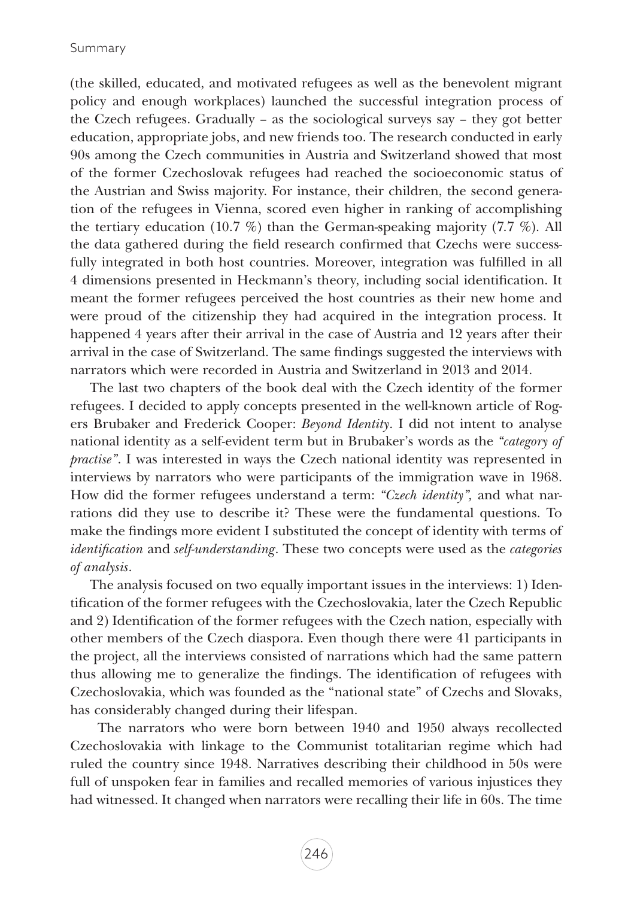(the skilled, educated, and motivated refugees as well as the benevolent migrant policy and enough workplaces) launched the successful integration process of the Czech refugees. Gradually – as the sociological surveys say – they got better education, appropriate jobs, and new friends too. The research conducted in early 90s among the Czech communities in Austria and Switzerland showed that most of the former Czechoslovak refugees had reached the socioeconomic status of the Austrian and Swiss majority. For instance, their children, the second generation of the refugees in Vienna, scored even higher in ranking of accomplishing the tertiary education (10.7 %) than the German-speaking majority (7.7 %). All the data gathered during the field research confirmed that Czechs were successfully integrated in both host countries. Moreover, integration was fulfilled in all 4 dimensions presented in Heckmann's theory, including social identification. It meant the former refugees perceived the host countries as their new home and were proud of the citizenship they had acquired in the integration process. It happened 4 years after their arrival in the case of Austria and 12 years after their arrival in the case of Switzerland. The same findings suggested the interviews with narrators which were recorded in Austria and Switzerland in 2013 and 2014.

The last two chapters of the book deal with the Czech identity of the former refugees. I decided to apply concepts presented in the well-known article of Rogers Brubaker and Frederick Cooper: *Beyond Identity*. I did not intent to analyse national identity as a self-evident term but in Brubaker's words as the *"category of practise"*. I was interested in ways the Czech national identity was represented in interviews by narrators who were participants of the immigration wave in 1968. How did the former refugees understand a term: *"Czech identity",* and what narrations did they use to describe it? These were the fundamental questions. To make the findings more evident I substituted the concept of identity with terms of *identification* and *self-understanding*. These two concepts were used as the *categories of analysis*.

The analysis focused on two equally important issues in the interviews: 1) Identification of the former refugees with the Czechoslovakia, later the Czech Republic and 2) Identification of the former refugees with the Czech nation, especially with other members of the Czech diaspora. Even though there were 41 participants in the project, all the interviews consisted of narrations which had the same pattern thus allowing me to generalize the findings. The identification of refugees with Czechoslovakia, which was founded as the "national state" of Czechs and Slovaks, has considerably changed during their lifespan.

The narrators who were born between 1940 and 1950 always recollected Czechoslovakia with linkage to the Communist totalitarian regime which had ruled the country since 1948. Narratives describing their childhood in 50s were full of unspoken fear in families and recalled memories of various injustices they had witnessed. It changed when narrators were recalling their life in 60s. The time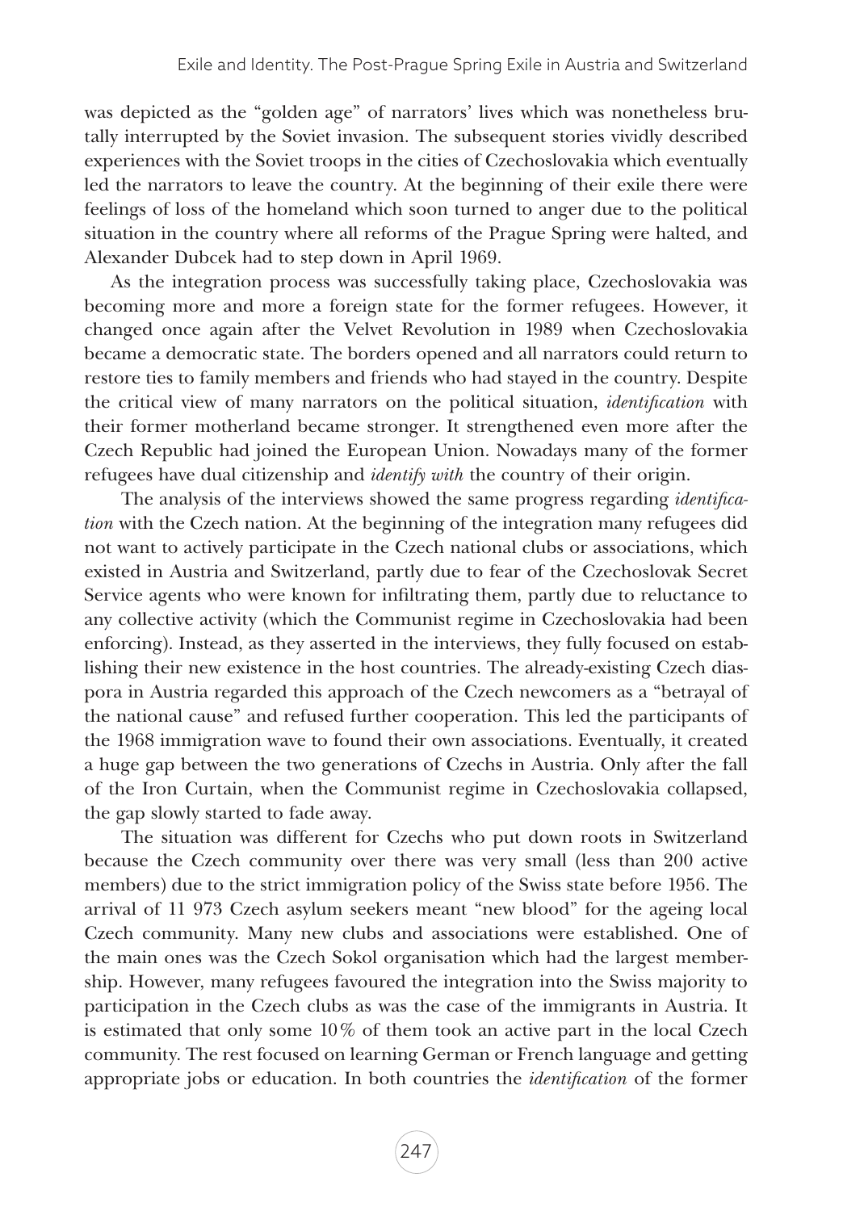was depicted as the "golden age" of narrators' lives which was nonetheless brutally interrupted by the Soviet invasion. The subsequent stories vividly described experiences with the Soviet troops in the cities of Czechoslovakia which eventually led the narrators to leave the country. At the beginning of their exile there were feelings of loss of the homeland which soon turned to anger due to the political situation in the country where all reforms of the Prague Spring were halted, and Alexander Dubcek had to step down in April 1969.

As the integration process was successfully taking place, Czechoslovakia was becoming more and more a foreign state for the former refugees. However, it changed once again after the Velvet Revolution in 1989 when Czechoslovakia became a democratic state. The borders opened and all narrators could return to restore ties to family members and friends who had stayed in the country. Despite the critical view of many narrators on the political situation, *identification* with their former motherland became stronger. It strengthened even more after the Czech Republic had joined the European Union. Nowadays many of the former refugees have dual citizenship and *identify with* the country of their origin.

The analysis of the interviews showed the same progress regarding *identification* with the Czech nation. At the beginning of the integration many refugees did not want to actively participate in the Czech national clubs or associations, which existed in Austria and Switzerland, partly due to fear of the Czechoslovak Secret Service agents who were known for infiltrating them, partly due to reluctance to any collective activity (which the Communist regime in Czechoslovakia had been enforcing). Instead, as they asserted in the interviews, they fully focused on establishing their new existence in the host countries. The already-existing Czech diaspora in Austria regarded this approach of the Czech newcomers as a "betrayal of the national cause" and refused further cooperation. This led the participants of the 1968 immigration wave to found their own associations. Eventually, it created a huge gap between the two generations of Czechs in Austria. Only after the fall of the Iron Curtain, when the Communist regime in Czechoslovakia collapsed, the gap slowly started to fade away.

The situation was different for Czechs who put down roots in Switzerland because the Czech community over there was very small (less than 200 active members) due to the strict immigration policy of the Swiss state before 1956. The arrival of 11 973 Czech asylum seekers meant "new blood" for the ageing local Czech community. Many new clubs and associations were established. One of the main ones was the Czech Sokol organisation which had the largest membership. However, many refugees favoured the integration into the Swiss majority to participation in the Czech clubs as was the case of the immigrants in Austria. It is estimated that only some 10% of them took an active part in the local Czech community. The rest focused on learning German or French language and getting appropriate jobs or education. In both countries the *identification* of the former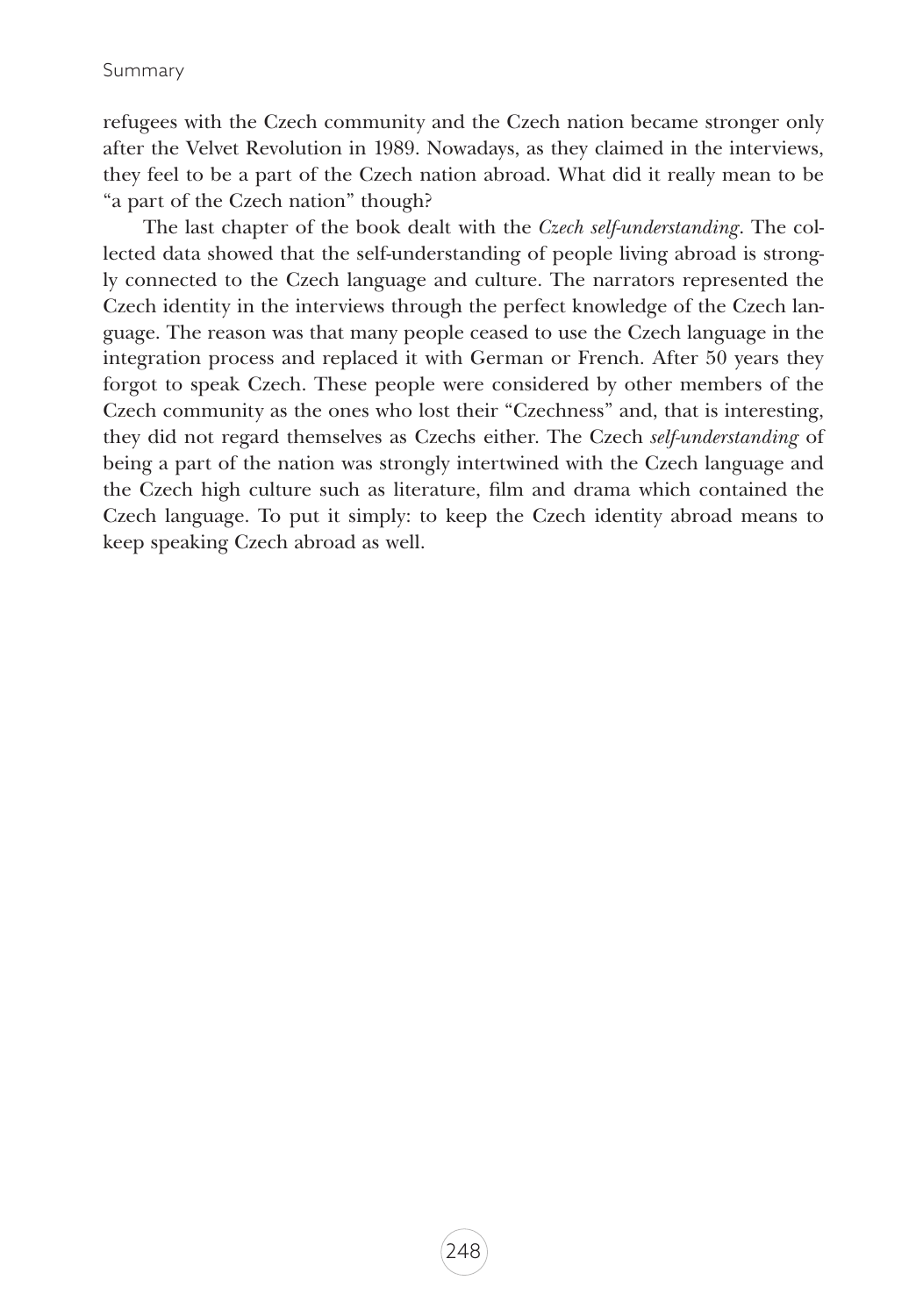refugees with the Czech community and the Czech nation became stronger only after the Velvet Revolution in 1989. Nowadays, as they claimed in the interviews, they feel to be a part of the Czech nation abroad. What did it really mean to be "a part of the Czech nation" though?

The last chapter of the book dealt with the *Czech self-understanding*. The collected data showed that the self-understanding of people living abroad is strongly connected to the Czech language and culture. The narrators represented the Czech identity in the interviews through the perfect knowledge of the Czech language. The reason was that many people ceased to use the Czech language in the integration process and replaced it with German or French. After 50 years they forgot to speak Czech. These people were considered by other members of the Czech community as the ones who lost their "Czechness" and, that is interesting, they did not regard themselves as Czechs either. The Czech *self-understanding* of being a part of the nation was strongly intertwined with the Czech language and the Czech high culture such as literature, film and drama which contained the Czech language. To put it simply: to keep the Czech identity abroad means to keep speaking Czech abroad as well.